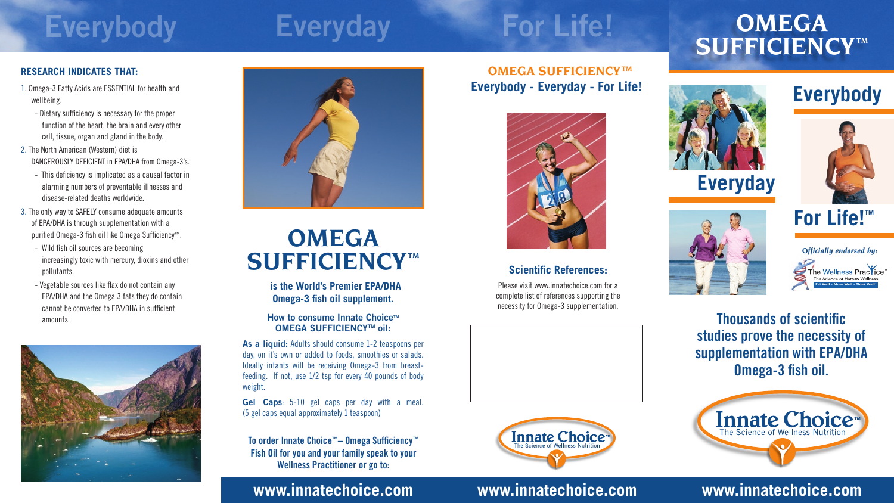# Everybody Everyday For Life!

## RESEARCH INDICATES THAT:

1. Omega-3 Fatty Acids are ESSENTIAL for health and wellbeing.
   - Dietary sufficiency is necessary for the proper function of the heart, the brain and every other cell, tissue, organ and gland in the body.
2. The North American (Western) diet is DANGEROUSLY DEFICIENT in EPA/DHA from Omega-3's.
   - This deficiency is implicated as a causal factor in alarming numbers of preventable illnesses and disease-related deaths worldwide.
3. The only way to SAFELY consume adequate amounts of EPA/DHA is through supplementation with a purified Omega-3 fish oil like Omega Sufficiency™.
   - Wild fish oil sources are becoming increasingly toxic with mercury, dioxins and other pollutants.
   - Vegetable sources like flax do not contain any EPA/DHA and the Omega 3 fats they do contain cannot be converted to EPA/DHA in sufficient amounts.

## OMEGA SUFFICIENCY™

**is the World's Premier EPA/DHA Omega-3 fish oil supplement.**

**How to consume Innate Choice™ OMEGA SUFFICIENCY™ oil:**

**As a liquid:** Adults should consume 1-2 teaspoons per day, on it's own or added to foods, smoothies or salads. Ideally infants will be receiving Omega-3 from breast-feeding. If not, use 1/2 tsp for every 40 pounds of body weight.

**Gel Caps**: 5-10 gel caps per day with a meal. (5 gel caps equal approximately 1 teaspoon)

**To order Innate Choice™– Omega Sufficiency™ Fish Oil for you and your family speak to your Wellness Practitioner or go to:**

**www.innatechoice.com**

## OMEGA SUFFICIENCY™
**Everybody - Everyday - For Life!**

### Scientific References:

Please visit www.innatechoice.com for a complete list of references supporting the necessity for Omega-3 supplementation.

Innate Choice™ The Science of Wellness Nutrition

**www.innatechoice.com**

# OMEGA SUFFICIENCY™

**Everybody**

**Everyday**

**For Life!™**

*Officially endorsed by:*

The Wellness Practice™ The Science of Human Wellness — Eat Well - Move Well - Think Well™

**Thousands of scientific studies prove the necessity of supplementation with EPA/DHA Omega-3 fish oil.**

Innate Choice™ The Science of Wellness Nutrition

**www.innatechoice.com**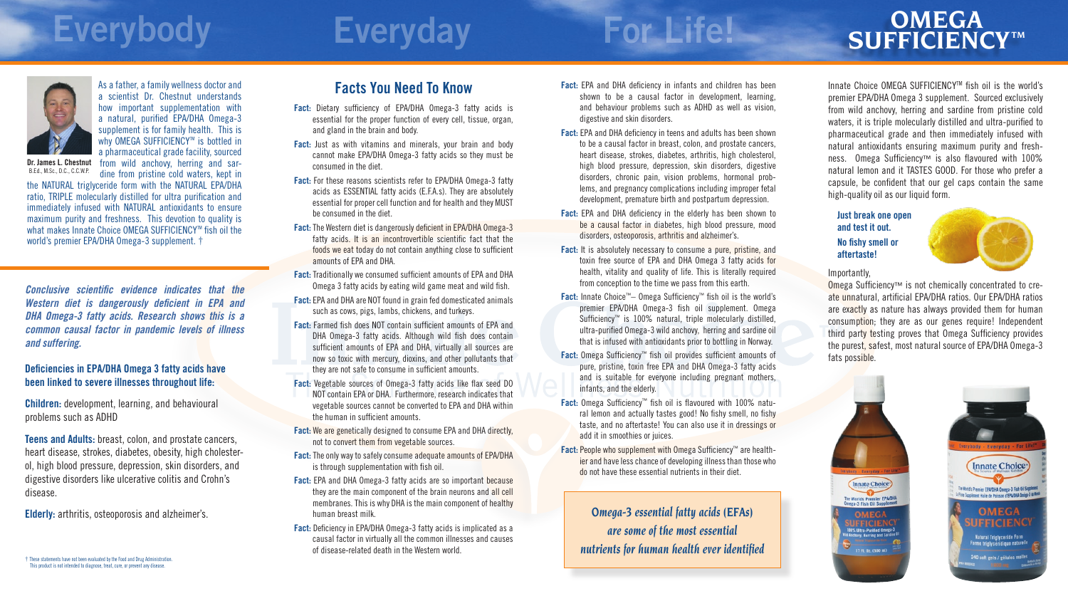# Everybody Everyday For Life!

# OMEGA SUFFICIENCY™

As a father, a family wellness doctor and a scientist Dr. Chestnut understands how important supplementation with a natural, purified EPA/DHA Omega-3 supplement is for family health. This is why OMEGA SUFFICIENCY™ is bottled in a pharmaceutical grade facility, sourced from wild anchovy, herring and sardine from pristine cold waters, kept in the NATURAL triglyceride form with the NATURAL EPA/DHA ratio, TRIPLE molecularly distilled for ultra purification and immediately infused with NATURAL antioxidants to ensure maximum purity and freshness. This devotion to quality is what makes Innate Choice OMEGA SUFFICIENCY™ fish oil the world's premier EPA/DHA Omega-3 supplement. †

**Dr. James L. Chestnut**
B.Ed., M.Sc., D.C., C.C.W.P.

***Conclusive scientific evidence indicates that the Western diet is dangerously deficient in EPA and DHA Omega-3 fatty acids. Research shows this is a common causal factor in pandemic levels of illness and suffering.***

**Deficiencies in EPA/DHA Omega 3 fatty acids have been linked to severe illnesses throughout life:**

**Children:** development, learning, and behavioural problems such as ADHD

**Teens and Adults:** breast, colon, and prostate cancers, heart disease, strokes, diabetes, obesity, high cholesterol, high blood pressure, depression, skin disorders, and digestive disorders like ulcerative colitis and Crohn's disease.

**Elderly:** arthritis, osteoporosis and alzheimer's.

† These statements have not been evaluated by the Food and Drug Administration. This product is not intended to diagnose, treat, cure, or prevent any disease.

## Facts You Need To Know

**Fact:** Dietary sufficiency of EPA/DHA Omega-3 fatty acids is essential for the proper function of every cell, tissue, organ, and gland in the brain and body.

**Fact:** Just as with vitamins and minerals, your brain and body cannot make EPA/DHA Omega-3 fatty acids so they must be consumed in the diet.

**Fact:** For these reasons scientists refer to EPA/DHA Omega-3 fatty acids as ESSENTIAL fatty acids (E.F.A.s). They are absolutely essential for proper cell function and for health and they MUST be consumed in the diet.

**Fact:** The Western diet is dangerously deficient in EPA/DHA Omega-3 fatty acids. It is an incontrovertible scientific fact that the foods we eat today do not contain anything close to sufficient amounts of EPA and DHA.

**Fact:** Traditionally we consumed sufficient amounts of EPA and DHA Omega 3 fatty acids by eating wild game meat and wild fish.

**Fact:** EPA and DHA are NOT found in grain fed domesticated animals such as cows, pigs, lambs, chickens, and turkeys.

**Fact:** Farmed fish does NOT contain sufficient amounts of EPA and DHA Omega-3 fatty acids. Although wild fish does contain sufficient amounts of EPA and DHA, virtually all sources are now so toxic with mercury, dioxins, and other pollutants that they are not safe to consume in sufficient amounts.

**Fact:** Vegetable sources of Omega-3 fatty acids like flax seed DO NOT contain EPA or DHA. Furthermore, research indicates that vegetable sources cannot be converted to EPA and DHA within the human in sufficient amounts.

**Fact:** We are genetically designed to consume EPA and DHA directly, not to convert them from vegetable sources.

**Fact:** The only way to safely consume adequate amounts of EPA/DHA is through supplementation with fish oil.

**Fact:** EPA and DHA Omega-3 fatty acids are so important because they are the main component of the brain neurons and all cell membranes. This is why DHA is the main component of healthy human breast milk.

**Fact:** Deficiency in EPA/DHA Omega-3 fatty acids is implicated as a causal factor in virtually all the common illnesses and causes of disease-related death in the Western world.

**Fact:** EPA and DHA deficiency in infants and children has been shown to be a causal factor in development, learning, and behaviour problems such as ADHD as well as vision, digestive and skin disorders.

**Fact:** EPA and DHA deficiency in teens and adults has been shown to be a causal factor in breast, colon, and prostate cancers, heart disease, strokes, diabetes, arthritis, high cholesterol, high blood pressure, depression, skin disorders, digestive disorders, chronic pain, vision problems, hormonal problems, and pregnancy complications including improper fetal development, premature birth and postpartum depression.

**Fact:** EPA and DHA deficiency in the elderly has been shown to be a causal factor in diabetes, high blood pressure, mood disorders, osteoporosis, arthritis and alzheimer's.

**Fact:** It is absolutely necessary to consume a pure, pristine, and toxin free source of EPA and DHA Omega 3 fatty acids for health, vitality and quality of life. This is literally required from conception to the time we pass from this earth.

**Fact:** Innate Choice™– Omega Sufficiency™ fish oil is the world's premier EPA/DHA Omega-3 fish oil supplement. Omega Sufficiency™ is 100% natural, triple molecularly distilled, ultra-purified Omega-3 wild anchovy, herring and sardine oil that is infused with antioxidants prior to bottling in Norway.

**Fact:** Omega Sufficiency™ fish oil provides sufficient amounts of pure, pristine, toxin free EPA and DHA Omega-3 fatty acids and is suitable for everyone including pregnant mothers, infants, and the elderly.

**Fact:** Omega Sufficiency™ fish oil is flavoured with 100% natural lemon and actually tastes good! No fishy smell, no fishy taste, and no aftertaste! You can also use it in dressings or add it in smoothies or juices.

**Fact:** People who supplement with Omega Sufficiency™ are healthier and have less chance of developing illness than those who do not have these essential nutrients in their diet.

***Omega-3 essential fatty acids (EFAs) are some of the most essential nutrients for human health ever identified***

Innate Choice OMEGA SUFFICIENCY™ fish oil is the world's premier EPA/DHA Omega 3 supplement. Sourced exclusively from wild anchovy, herring and sardine from pristine cold waters, it is triple molecularly distilled and ultra-purified to pharmaceutical grade and then immediately infused with natural antioxidants ensuring maximum purity and freshness. Omega Sufficiency™ is also flavoured with 100% natural lemon and it TASTES GOOD. For those who prefer a capsule, be confident that our gel caps contain the same high-quality oil as our liquid form.

**Just break one open and test it out.**

**No fishy smell or aftertaste!**

Importantly, Omega Sufficiency™ is not chemically concentrated to create unnatural, artificial EPA/DHA ratios. Our EPA/DHA ratios are exactly as nature has always provided them for human consumption; they are as our genes require! Independent third party testing proves that Omega Sufficiency provides the purest, safest, most natural source of EPA/DHA Omega-3 fats possible.